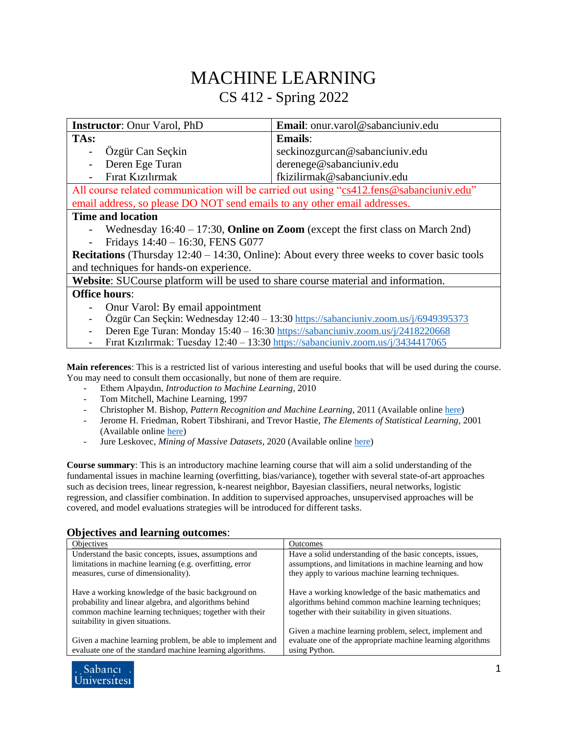# MACHINE LEARNING

## CS 412 - Spring 2022

| **Instructor**: Onur Varol, PhD | **Email**: onur.varol@sabanciuniv.edu |
|---|---|
| **TAs:**<br>- Özgür Can Seçkin<br>- Deren Ege Turan<br>- Fırat Kızılırmak | **Emails**:<br>seckinozgurcan@sabanciuniv.edu<br>derenege@sabanciuniv.edu<br>fkizilirmak@sabanciuniv.edu |

All course related communication will be carried out using "cs412.fens@sabanciuniv.edu" email address, so please DO NOT send emails to any other email addresses.

**Time and location**
- Wednesday 16:40 – 17:30, **Online on Zoom** (except the first class on March 2nd)
- Fridays 14:40 – 16:30, FENS G077

**Recitations** (Thursday 12:40 – 14:30, Online): About every three weeks to cover basic tools and techniques for hands-on experience.

**Website**: SUCourse platform will be used to share course material and information.

**Office hours**:
- Onur Varol: By email appointment
- Özgür Can Seçkin: Wednesday 12:40 – 13:30 https://sabanciuniv.zoom.us/j/6949395373
- Deren Ege Turan: Monday 15:40 – 16:30 https://sabanciuniv.zoom.us/j/2418220668
- Fırat Kızılırmak: Tuesday 12:40 – 13:30 https://sabanciuniv.zoom.us/j/3434417065

**Main references**: This is a restricted list of various interesting and useful books that will be used during the course. You may need to consult them occasionally, but none of them are require.
- Ethem Alpaydın, *Introduction to Machine Learning*, 2010
- Tom Mitchell, Machine Learning, 1997
- Christopher M. Bishop, *Pattern Recognition and Machine Learning*, 2011 (Available online here)
- Jerome H. Friedman, Robert Tibshirani, and Trevor Hastie, *The Elements of Statistical Learning*, 2001 (Available online here)
- Jure Leskovec, *Mining of Massive Datasets*, 2020 (Available online here)

**Course summary**: This is an introductory machine learning course that will aim a solid understanding of the fundamental issues in machine learning (overfitting, bias/variance), together with several state-of-art approaches such as decision trees, linear regression, k-nearest neighbor, Bayesian classifiers, neural networks, logistic regression, and classifier combination. In addition to supervised approaches, unsupervised approaches will be covered, and model evaluations strategies will be introduced for different tasks.

### Objectives and learning outcomes:

| Objectives | Outcomes |
|---|---|
| Understand the basic concepts, issues, assumptions and limitations in machine learning (e.g. overfitting, error measures, curse of dimensionality). | Have a solid understanding of the basic concepts, issues, assumptions, and limitations in machine learning and how they apply to various machine learning techniques. |
| Have a working knowledge of the basic background on probability and linear algebra, and algorithms behind common machine learning techniques; together with their suitability in given situations. | Have a working knowledge of the basic mathematics and algorithms behind common machine learning techniques; together with their suitability in given situations. |
| Given a machine learning problem, be able to implement and evaluate one of the standard machine learning algorithms. | Given a machine learning problem, select, implement and evaluate one of the appropriate machine learning algorithms using Python. |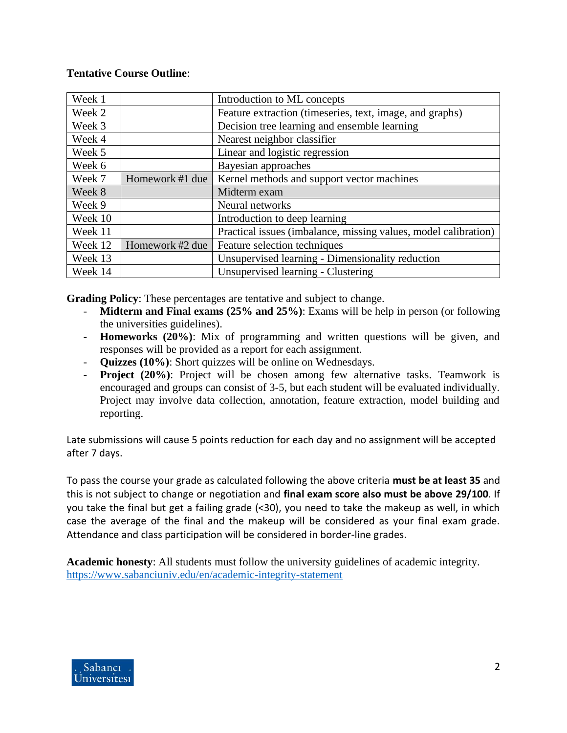**Tentative Course Outline**:

| | | |
|---|---|---|
| Week 1 | | Introduction to ML concepts |
| Week 2 | | Feature extraction (timeseries, text, image, and graphs) |
| Week 3 | | Decision tree learning and ensemble learning |
| Week 4 | | Nearest neighbor classifier |
| Week 5 | | Linear and logistic regression |
| Week 6 | | Bayesian approaches |
| Week 7 | Homework #1 due | Kernel methods and support vector machines |
| Week 8 | | Midterm exam |
| Week 9 | | Neural networks |
| Week 10 | | Introduction to deep learning |
| Week 11 | | Practical issues (imbalance, missing values, model calibration) |
| Week 12 | Homework #2 due | Feature selection techniques |
| Week 13 | | Unsupervised learning - Dimensionality reduction |
| Week 14 | | Unsupervised learning - Clustering |

**Grading Policy**: These percentages are tentative and subject to change.

- **Midterm and Final exams (25% and 25%)**: Exams will be help in person (or following the universities guidelines).
- **Homeworks (20%)**: Mix of programming and written questions will be given, and responses will be provided as a report for each assignment.
- **Quizzes (10%)**: Short quizzes will be online on Wednesdays.
- **Project (20%)**: Project will be chosen among few alternative tasks. Teamwork is encouraged and groups can consist of 3-5, but each student will be evaluated individually. Project may involve data collection, annotation, feature extraction, model building and reporting.

Late submissions will cause 5 points reduction for each day and no assignment will be accepted after 7 days.

To pass the course your grade as calculated following the above criteria **must be at least 35** and this is not subject to change or negotiation and **final exam score also must be above 29/100**. If you take the final but get a failing grade (<30), you need to take the makeup as well, in which case the average of the final and the makeup will be considered as your final exam grade. Attendance and class participation will be considered in border-line grades.

**Academic honesty**: All students must follow the university guidelines of academic integrity.
https://www.sabanciuniv.edu/en/academic-integrity-statement